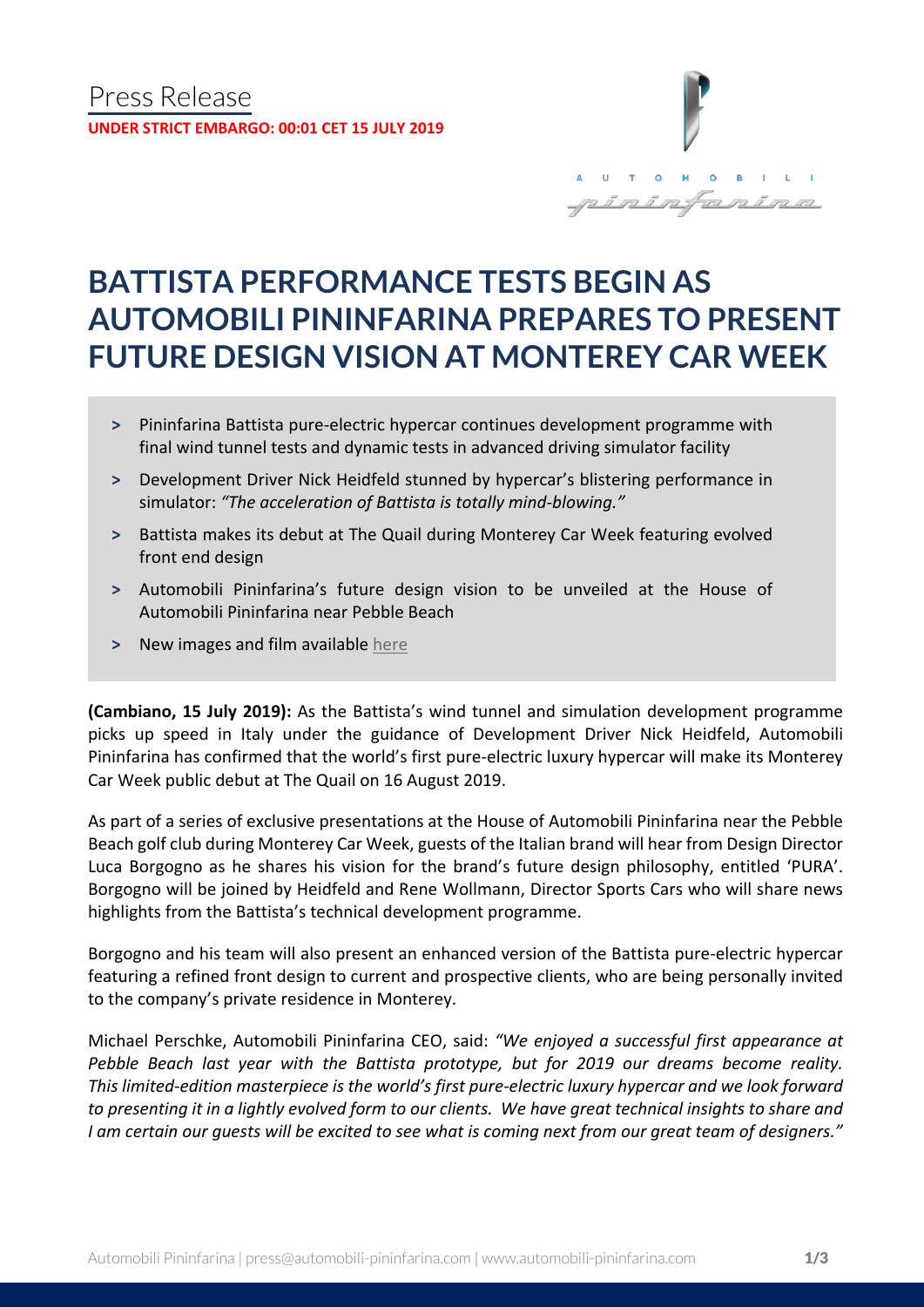Press Release

**UNDER STRICT EMBARGO: 00:01 CET 15 JULY 2019**

# BATTISTA PERFORMANCE TESTS BEGIN AS AUTOMOBILI PININFARINA PREPARES TO PRESENT FUTURE DESIGN VISION AT MONTEREY CAR WEEK

- Pininfarina Battista pure-electric hypercar continues development programme with final wind tunnel tests and dynamic tests in advanced driving simulator facility
- Development Driver Nick Heidfeld stunned by hypercar's blistering performance in simulator: *"The acceleration of Battista is totally mind-blowing."*
- Battista makes its debut at The Quail during Monterey Car Week featuring evolved front end design
- Automobili Pininfarina's future design vision to be unveiled at the House of Automobili Pininfarina near Pebble Beach
- New images and film available here

**(Cambiano, 15 July 2019):** As the Battista's wind tunnel and simulation development programme picks up speed in Italy under the guidance of Development Driver Nick Heidfeld, Automobili Pininfarina has confirmed that the world's first pure-electric luxury hypercar will make its Monterey Car Week public debut at The Quail on 16 August 2019.

As part of a series of exclusive presentations at the House of Automobili Pininfarina near the Pebble Beach golf club during Monterey Car Week, guests of the Italian brand will hear from Design Director Luca Borgogno as he shares his vision for the brand's future design philosophy, entitled 'PURA'. Borgogno will be joined by Heidfeld and Rene Wollmann, Director Sports Cars who will share news highlights from the Battista's technical development programme.

Borgogno and his team will also present an enhanced version of the Battista pure-electric hypercar featuring a refined front design to current and prospective clients, who are being personally invited to the company's private residence in Monterey.

Michael Perschke, Automobili Pininfarina CEO, said: *"We enjoyed a successful first appearance at Pebble Beach last year with the Battista prototype, but for 2019 our dreams become reality. This limited-edition masterpiece is the world's first pure-electric luxury hypercar and we look forward to presenting it in a lightly evolved form to our clients. We have great technical insights to share and I am certain our guests will be excited to see what is coming next from our great team of designers."*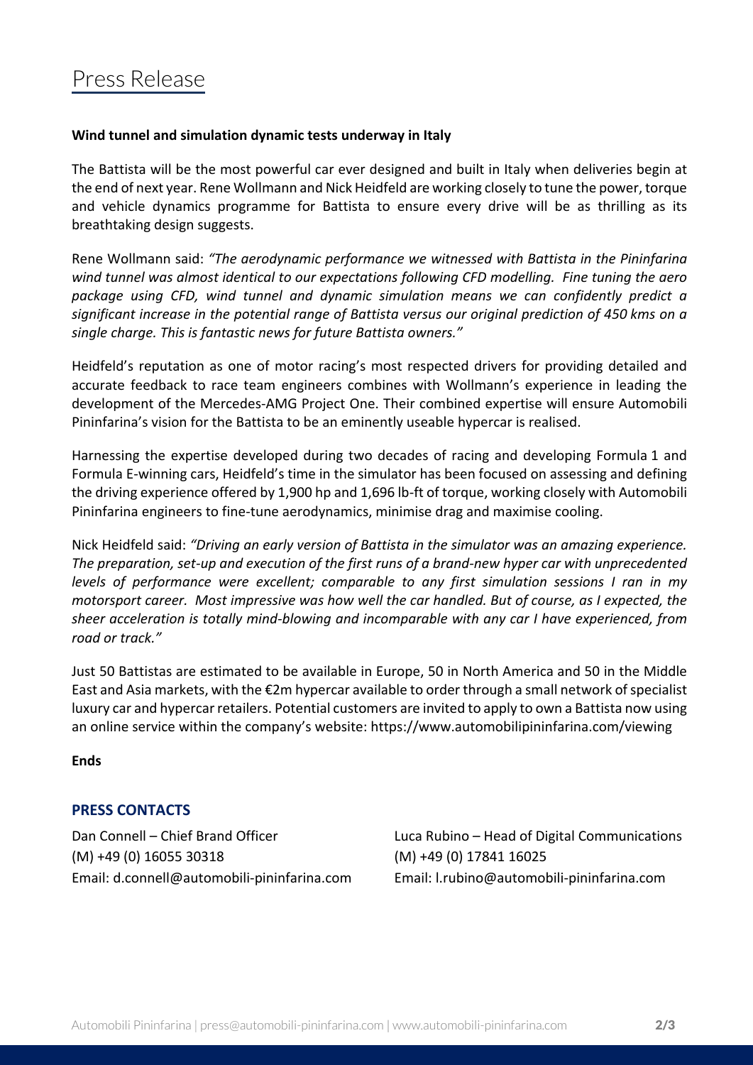# Press Release

**Wind tunnel and simulation dynamic tests underway in Italy**

The Battista will be the most powerful car ever designed and built in Italy when deliveries begin at the end of next year. Rene Wollmann and Nick Heidfeld are working closely to tune the power, torque and vehicle dynamics programme for Battista to ensure every drive will be as thrilling as its breathtaking design suggests.

Rene Wollmann said: *"The aerodynamic performance we witnessed with Battista in the Pininfarina wind tunnel was almost identical to our expectations following CFD modelling. Fine tuning the aero package using CFD, wind tunnel and dynamic simulation means we can confidently predict a significant increase in the potential range of Battista versus our original prediction of 450 kms on a single charge. This is fantastic news for future Battista owners."*

Heidfeld's reputation as one of motor racing's most respected drivers for providing detailed and accurate feedback to race team engineers combines with Wollmann's experience in leading the development of the Mercedes-AMG Project One. Their combined expertise will ensure Automobili Pininfarina's vision for the Battista to be an eminently useable hypercar is realised.

Harnessing the expertise developed during two decades of racing and developing Formula 1 and Formula E-winning cars, Heidfeld's time in the simulator has been focused on assessing and defining the driving experience offered by 1,900 hp and 1,696 lb-ft of torque, working closely with Automobili Pininfarina engineers to fine-tune aerodynamics, minimise drag and maximise cooling.

Nick Heidfeld said: *"Driving an early version of Battista in the simulator was an amazing experience. The preparation, set-up and execution of the first runs of a brand-new hyper car with unprecedented levels of performance were excellent; comparable to any first simulation sessions I ran in my motorsport career. Most impressive was how well the car handled. But of course, as I expected, the sheer acceleration is totally mind-blowing and incomparable with any car I have experienced, from road or track."*

Just 50 Battistas are estimated to be available in Europe, 50 in North America and 50 in the Middle East and Asia markets, with the €2m hypercar available to order through a small network of specialist luxury car and hypercar retailers. Potential customers are invited to apply to own a Battista now using an online service within the company's website: https://www.automobilipininfarina.com/viewing

**Ends**

## PRESS CONTACTS

Dan Connell – Chief Brand Officer
(M) +49 (0) 16055 30318
Email: d.connell@automobili-pininfarina.com

Luca Rubino – Head of Digital Communications
(M) +49 (0) 17841 16025
Email: l.rubino@automobili-pininfarina.com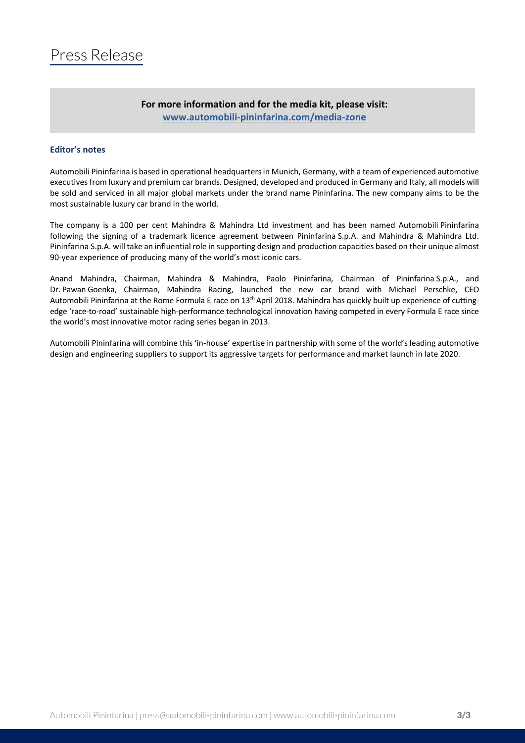# Press Release

**For more information and for the media kit, please visit:**
**[www.automobili-pininfarina.com/media-zone](www.automobili-pininfarina.com/media-zone)**

### Editor's notes

Automobili Pininfarina is based in operational headquarters in Munich, Germany, with a team of experienced automotive executives from luxury and premium car brands. Designed, developed and produced in Germany and Italy, all models will be sold and serviced in all major global markets under the brand name Pininfarina. The new company aims to be the most sustainable luxury car brand in the world.

The company is a 100 per cent Mahindra & Mahindra Ltd investment and has been named Automobili Pininfarina following the signing of a trademark licence agreement between Pininfarina S.p.A. and Mahindra & Mahindra Ltd. Pininfarina S.p.A. will take an influential role in supporting design and production capacities based on their unique almost 90-year experience of producing many of the world's most iconic cars.

Anand Mahindra, Chairman, Mahindra & Mahindra, Paolo Pininfarina, Chairman of Pininfarina S.p.A., and Dr. Pawan Goenka, Chairman, Mahindra Racing, launched the new car brand with Michael Perschke, CEO Automobili Pininfarina at the Rome Formula E race on 13th April 2018. Mahindra has quickly built up experience of cutting-edge 'race-to-road' sustainable high-performance technological innovation having competed in every Formula E race since the world's most innovative motor racing series began in 2013.

Automobili Pininfarina will combine this 'in-house' expertise in partnership with some of the world's leading automotive design and engineering suppliers to support its aggressive targets for performance and market launch in late 2020.